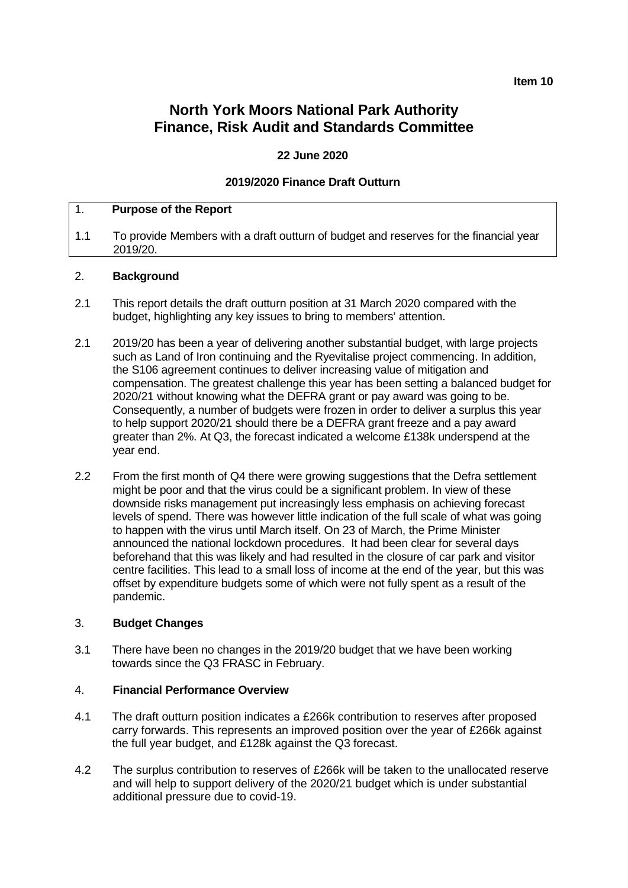**Item 10**

# North York Moors National Park Authority
# Finance, Risk Audit and Standards Committee

**22 June 2020**

**2019/2020 Finance Draft Outturn**

## 1. Purpose of the Report

1.1 To provide Members with a draft outturn of budget and reserves for the financial year 2019/20.

## 2. Background

2.1 This report details the draft outturn position at 31 March 2020 compared with the budget, highlighting any key issues to bring to members' attention.

2.1 2019/20 has been a year of delivering another substantial budget, with large projects such as Land of Iron continuing and the Ryevitalise project commencing. In addition, the S106 agreement continues to deliver increasing value of mitigation and compensation. The greatest challenge this year has been setting a balanced budget for 2020/21 without knowing what the DEFRA grant or pay award was going to be. Consequently, a number of budgets were frozen in order to deliver a surplus this year to help support 2020/21 should there be a DEFRA grant freeze and a pay award greater than 2%. At Q3, the forecast indicated a welcome £138k underspend at the year end.

2.2 From the first month of Q4 there were growing suggestions that the Defra settlement might be poor and that the virus could be a significant problem. In view of these downside risks management put increasingly less emphasis on achieving forecast levels of spend. There was however little indication of the full scale of what was going to happen with the virus until March itself. On 23 of March, the Prime Minister announced the national lockdown procedures. It had been clear for several days beforehand that this was likely and had resulted in the closure of car park and visitor centre facilities. This lead to a small loss of income at the end of the year, but this was offset by expenditure budgets some of which were not fully spent as a result of the pandemic.

## 3. Budget Changes

3.1 There have been no changes in the 2019/20 budget that we have been working towards since the Q3 FRASC in February.

## 4. Financial Performance Overview

4.1 The draft outturn position indicates a £266k contribution to reserves after proposed carry forwards. This represents an improved position over the year of £266k against the full year budget, and £128k against the Q3 forecast.

4.2 The surplus contribution to reserves of £266k will be taken to the unallocated reserve and will help to support delivery of the 2020/21 budget which is under substantial additional pressure due to covid-19.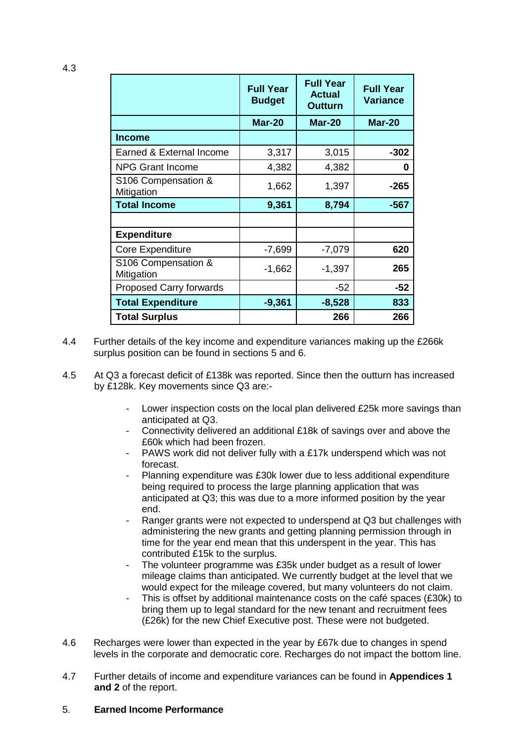4.3

| | Full Year Budget | Full Year Actual Outturn | Full Year Variance |
|---|---|---|---|
| | **Mar-20** | **Mar-20** | **Mar-20** |
| **Income** | | | |
| Earned & External Income | 3,317 | 3,015 | **-302** |
| NPG Grant Income | 4,382 | 4,382 | **0** |
| S106 Compensation & Mitigation | 1,662 | 1,397 | **-265** |
| **Total Income** | **9,361** | **8,794** | **-567** |
| | | | |
| **Expenditure** | | | |
| Core Expenditure | -7,699 | -7,079 | **620** |
| S106 Compensation & Mitigation | -1,662 | -1,397 | **265** |
| Proposed Carry forwards | | -52 | **-52** |
| **Total Expenditure** | **-9,361** | **-8,528** | **833** |
| **Total Surplus** | | **266** | **266** |

4.4 Further details of the key income and expenditure variances making up the £266k surplus position can be found in sections 5 and 6.

4.5 At Q3 a forecast deficit of £138k was reported. Since then the outturn has increased by £128k. Key movements since Q3 are:-

- Lower inspection costs on the local plan delivered £25k more savings than anticipated at Q3.
- Connectivity delivered an additional £18k of savings over and above the £60k which had been frozen.
- PAWS work did not deliver fully with a £17k underspend which was not forecast.
- Planning expenditure was £30k lower due to less additional expenditure being required to process the large planning application that was anticipated at Q3; this was due to a more informed position by the year end.
- Ranger grants were not expected to underspend at Q3 but challenges with administering the new grants and getting planning permission through in time for the year end mean that this underspent in the year. This has contributed £15k to the surplus.
- The volunteer programme was £35k under budget as a result of lower mileage claims than anticipated. We currently budget at the level that we would expect for the mileage covered, but many volunteers do not claim.
- This is offset by additional maintenance costs on the café spaces (£30k) to bring them up to legal standard for the new tenant and recruitment fees (£26k) for the new Chief Executive post. These were not budgeted.

4.6 Recharges were lower than expected in the year by £67k due to changes in spend levels in the corporate and democratic core. Recharges do not impact the bottom line.

4.7 Further details of income and expenditure variances can be found in **Appendices 1 and 2** of the report.

## 5. Earned Income Performance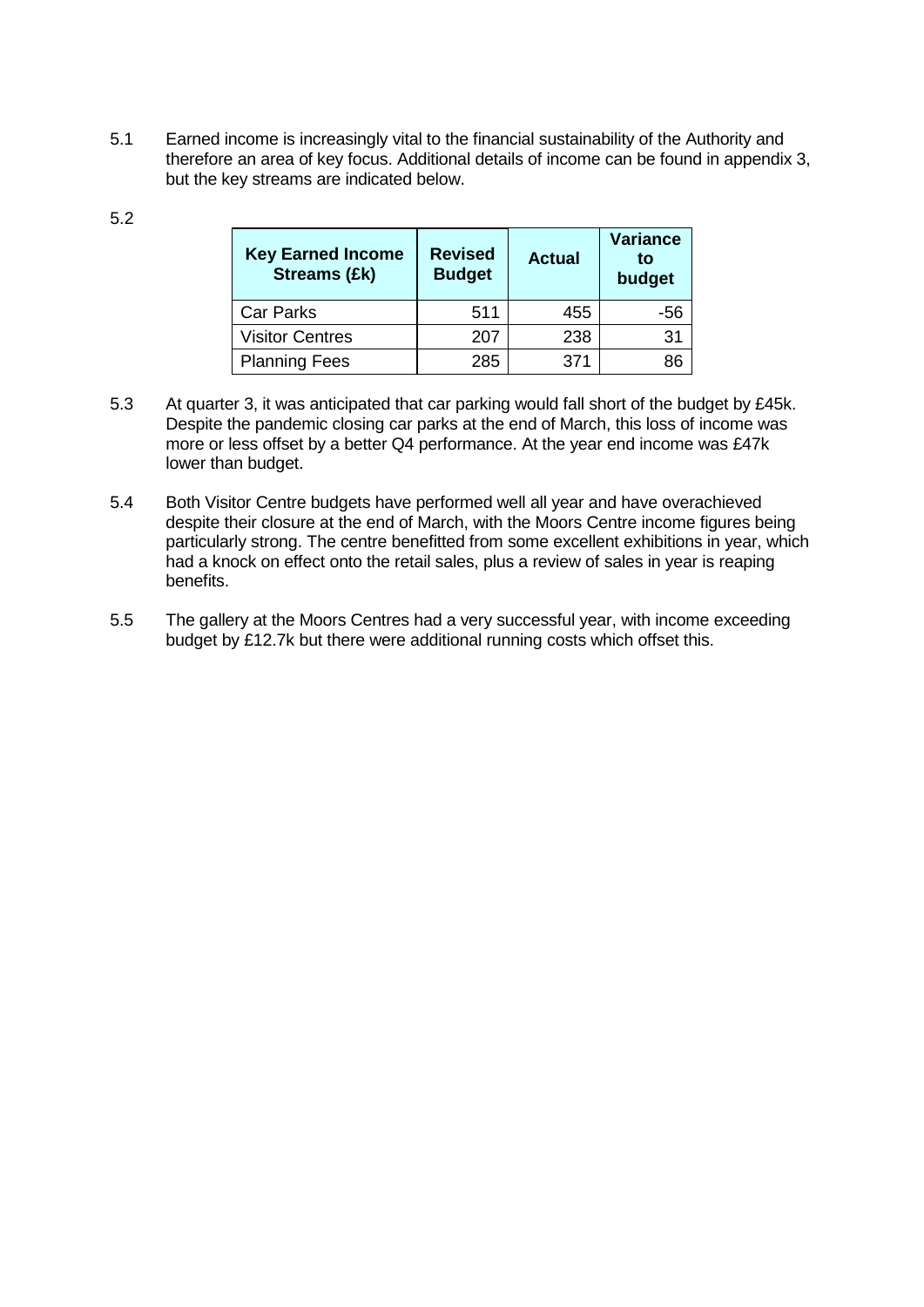5.1 Earned income is increasingly vital to the financial sustainability of the Authority and therefore an area of key focus. Additional details of income can be found in appendix 3, but the key streams are indicated below.

5.2

| Key Earned Income Streams (£k) | Revised Budget | Actual | Variance to budget |
|---|---|---|---|
| Car Parks | 511 | 455 | -56 |
| Visitor Centres | 207 | 238 | 31 |
| Planning Fees | 285 | 371 | 86 |

5.3 At quarter 3, it was anticipated that car parking would fall short of the budget by £45k. Despite the pandemic closing car parks at the end of March, this loss of income was more or less offset by a better Q4 performance. At the year end income was £47k lower than budget.

5.4 Both Visitor Centre budgets have performed well all year and have overachieved despite their closure at the end of March, with the Moors Centre income figures being particularly strong. The centre benefitted from some excellent exhibitions in year, which had a knock on effect onto the retail sales, plus a review of sales in year is reaping benefits.

5.5 The gallery at the Moors Centres had a very successful year, with income exceeding budget by £12.7k but there were additional running costs which offset this.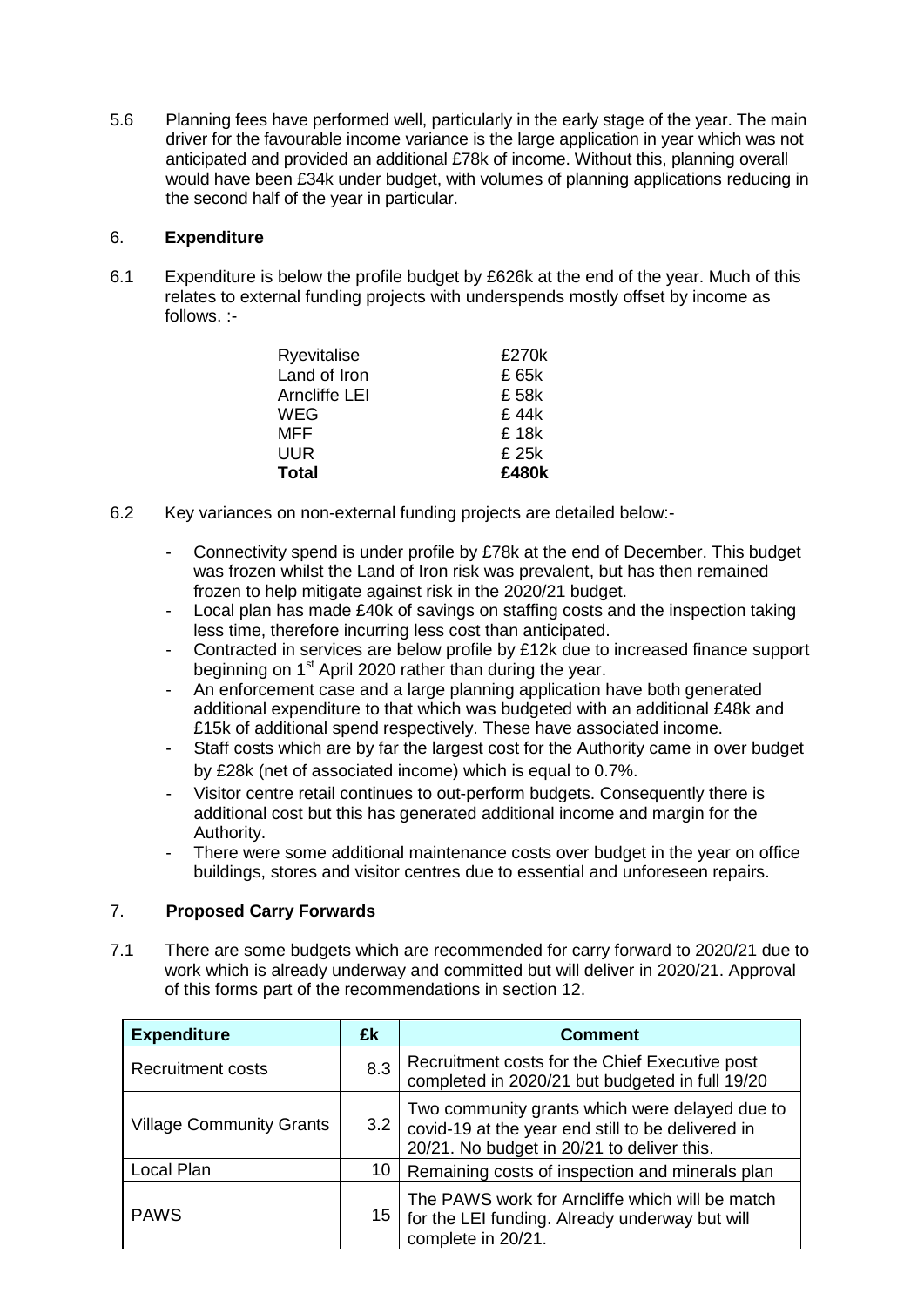5.6 Planning fees have performed well, particularly in the early stage of the year. The main driver for the favourable income variance is the large application in year which was not anticipated and provided an additional £78k of income. Without this, planning overall would have been £34k under budget, with volumes of planning applications reducing in the second half of the year in particular.

## 6. Expenditure

6.1 Expenditure is below the profile budget by £626k at the end of the year. Much of this relates to external funding projects with underspends mostly offset by income as follows. :-

| | |
|---|---|
| Ryevitalise | £270k |
| Land of Iron | £ 65k |
| Arncliffe LEI | £ 58k |
| WEG | £ 44k |
| MFF | £ 18k |
| UUR | £ 25k |
| **Total** | **£480k** |

6.2 Key variances on non-external funding projects are detailed below:-

- Connectivity spend is under profile by £78k at the end of December. This budget was frozen whilst the Land of Iron risk was prevalent, but has then remained frozen to help mitigate against risk in the 2020/21 budget.
- Local plan has made £40k of savings on staffing costs and the inspection taking less time, therefore incurring less cost than anticipated.
- Contracted in services are below profile by £12k due to increased finance support beginning on 1st April 2020 rather than during the year.
- An enforcement case and a large planning application have both generated additional expenditure to that which was budgeted with an additional £48k and £15k of additional spend respectively. These have associated income.
- Staff costs which are by far the largest cost for the Authority came in over budget by £28k (net of associated income) which is equal to 0.7%.
- Visitor centre retail continues to out-perform budgets. Consequently there is additional cost but this has generated additional income and margin for the Authority.
- There were some additional maintenance costs over budget in the year on office buildings, stores and visitor centres due to essential and unforeseen repairs.

## 7. Proposed Carry Forwards

7.1 There are some budgets which are recommended for carry forward to 2020/21 due to work which is already underway and committed but will deliver in 2020/21. Approval of this forms part of the recommendations in section 12.

| Expenditure | £k | Comment |
|---|---|---|
| Recruitment costs | 8.3 | Recruitment costs for the Chief Executive post completed in 2020/21 but budgeted in full 19/20 |
| Village Community Grants | 3.2 | Two community grants which were delayed due to covid-19 at the year end still to be delivered in 20/21. No budget in 20/21 to deliver this. |
| Local Plan | 10 | Remaining costs of inspection and minerals plan |
| PAWS | 15 | The PAWS work for Arncliffe which will be match for the LEI funding. Already underway but will complete in 20/21. |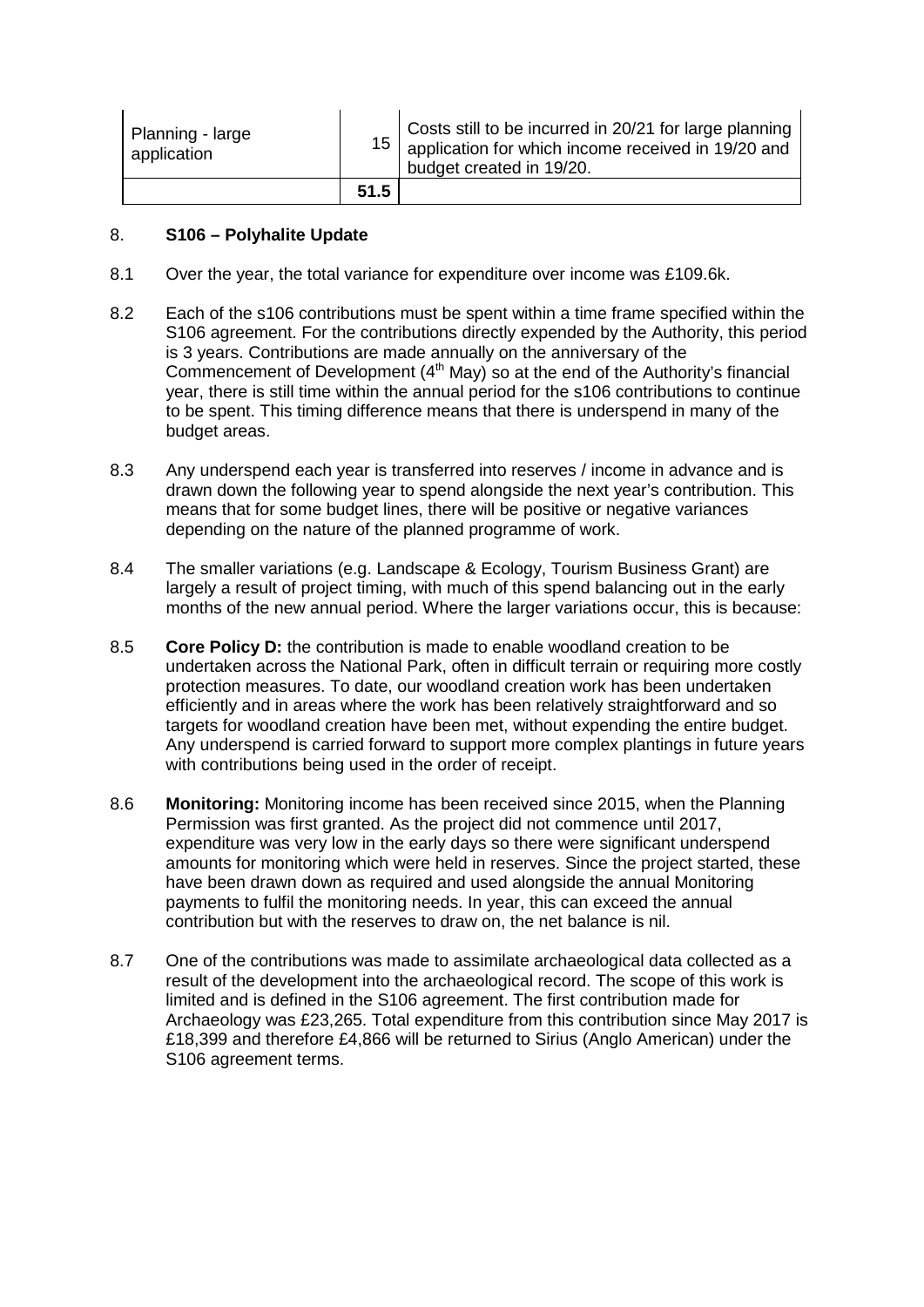| | | |
|---|---|---|
| Planning - large application | 15 | Costs still to be incurred in 20/21 for large planning application for which income received in 19/20 and budget created in 19/20. |
| | **51.5** | |

## 8. S106 – Polyhalite Update

8.1 Over the year, the total variance for expenditure over income was £109.6k.

8.2 Each of the s106 contributions must be spent within a time frame specified within the S106 agreement. For the contributions directly expended by the Authority, this period is 3 years. Contributions are made annually on the anniversary of the Commencement of Development (4th May) so at the end of the Authority's financial year, there is still time within the annual period for the s106 contributions to continue to be spent. This timing difference means that there is underspend in many of the budget areas.

8.3 Any underspend each year is transferred into reserves / income in advance and is drawn down the following year to spend alongside the next year's contribution. This means that for some budget lines, there will be positive or negative variances depending on the nature of the planned programme of work.

8.4 The smaller variations (e.g. Landscape & Ecology, Tourism Business Grant) are largely a result of project timing, with much of this spend balancing out in the early months of the new annual period. Where the larger variations occur, this is because:

8.5 **Core Policy D:** the contribution is made to enable woodland creation to be undertaken across the National Park, often in difficult terrain or requiring more costly protection measures. To date, our woodland creation work has been undertaken efficiently and in areas where the work has been relatively straightforward and so targets for woodland creation have been met, without expending the entire budget. Any underspend is carried forward to support more complex plantings in future years with contributions being used in the order of receipt.

8.6 **Monitoring:** Monitoring income has been received since 2015, when the Planning Permission was first granted. As the project did not commence until 2017, expenditure was very low in the early days so there were significant underspend amounts for monitoring which were held in reserves. Since the project started, these have been drawn down as required and used alongside the annual Monitoring payments to fulfil the monitoring needs. In year, this can exceed the annual contribution but with the reserves to draw on, the net balance is nil.

8.7 One of the contributions was made to assimilate archaeological data collected as a result of the development into the archaeological record. The scope of this work is limited and is defined in the S106 agreement. The first contribution made for Archaeology was £23,265. Total expenditure from this contribution since May 2017 is £18,399 and therefore £4,866 will be returned to Sirius (Anglo American) under the S106 agreement terms.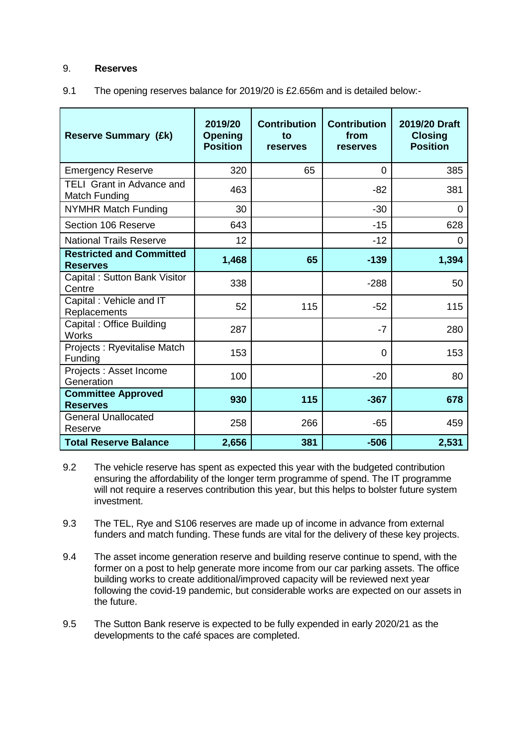## 9. Reserves

9.1 The opening reserves balance for 2019/20 is £2.656m and is detailed below:-

| Reserve Summary (£k) | 2019/20 Opening Position | Contribution to reserves | Contribution from reserves | 2019/20 Draft Closing Position |
|---|---|---|---|---|
| Emergency Reserve | 320 | 65 | 0 | 385 |
| TELI Grant in Advance and Match Funding | 463 | | -82 | 381 |
| NYMHR Match Funding | 30 | | -30 | 0 |
| Section 106 Reserve | 643 | | -15 | 628 |
| National Trails Reserve | 12 | | -12 | 0 |
| **Restricted and Committed Reserves** | **1,468** | **65** | **-139** | **1,394** |
| Capital : Sutton Bank Visitor Centre | 338 | | -288 | 50 |
| Capital : Vehicle and IT Replacements | 52 | 115 | -52 | 115 |
| Capital : Office Building Works | 287 | | -7 | 280 |
| Projects : Ryevitalise Match Funding | 153 | | 0 | 153 |
| Projects : Asset Income Generation | 100 | | -20 | 80 |
| **Committee Approved Reserves** | **930** | **115** | **-367** | **678** |
| General Unallocated Reserve | 258 | 266 | -65 | 459 |
| **Total Reserve Balance** | **2,656** | **381** | **-506** | **2,531** |

9.2 The vehicle reserve has spent as expected this year with the budgeted contribution ensuring the affordability of the longer term programme of spend. The IT programme will not require a reserves contribution this year, but this helps to bolster future system investment.

9.3 The TEL, Rye and S106 reserves are made up of income in advance from external funders and match funding. These funds are vital for the delivery of these key projects.

9.4 The asset income generation reserve and building reserve continue to spend, with the former on a post to help generate more income from our car parking assets. The office building works to create additional/improved capacity will be reviewed next year following the covid-19 pandemic, but considerable works are expected on our assets in the future.

9.5 The Sutton Bank reserve is expected to be fully expended in early 2020/21 as the developments to the café spaces are completed.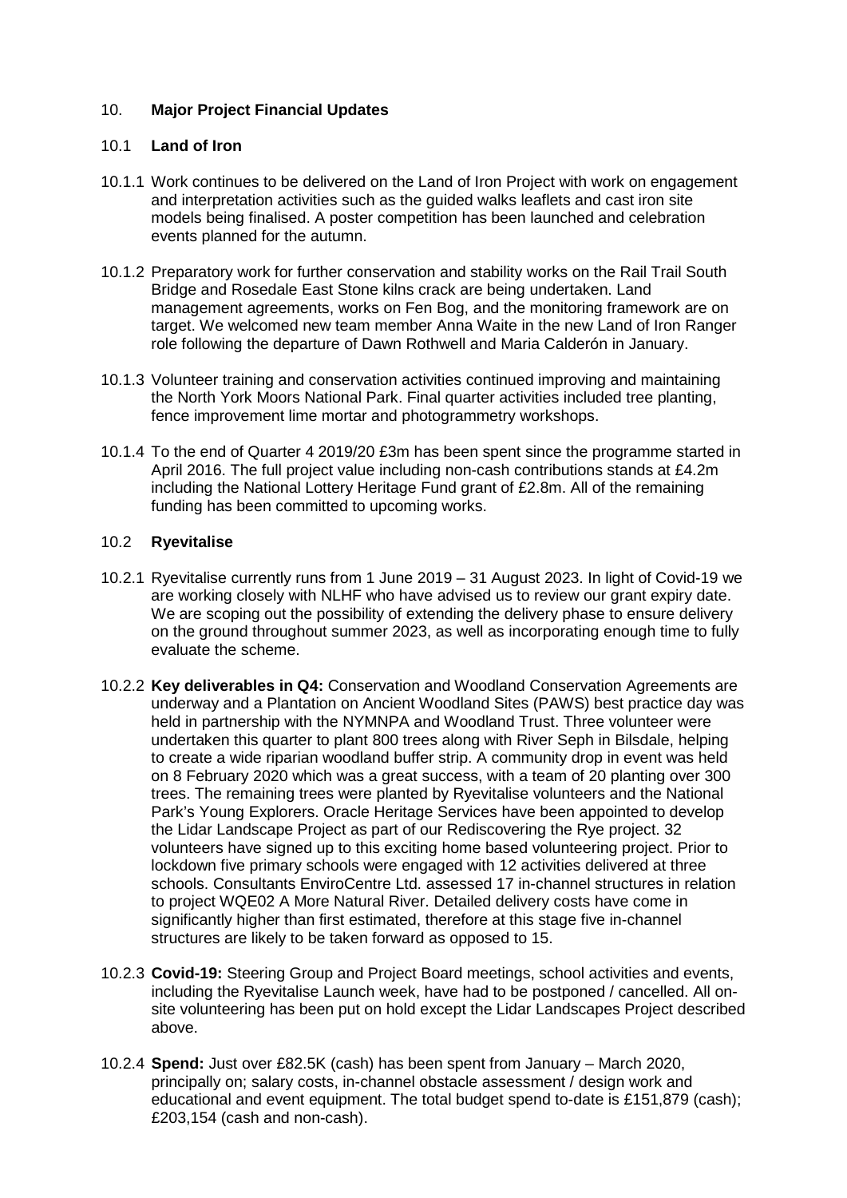## 10. **Major Project Financial Updates**

### 10.1 **Land of Iron**

10.1.1 Work continues to be delivered on the Land of Iron Project with work on engagement and interpretation activities such as the guided walks leaflets and cast iron site models being finalised. A poster competition has been launched and celebration events planned for the autumn.

10.1.2 Preparatory work for further conservation and stability works on the Rail Trail South Bridge and Rosedale East Stone kilns crack are being undertaken. Land management agreements, works on Fen Bog, and the monitoring framework are on target. We welcomed new team member Anna Waite in the new Land of Iron Ranger role following the departure of Dawn Rothwell and Maria Calderón in January.

10.1.3 Volunteer training and conservation activities continued improving and maintaining the North York Moors National Park. Final quarter activities included tree planting, fence improvement lime mortar and photogrammetry workshops.

10.1.4 To the end of Quarter 4 2019/20 £3m has been spent since the programme started in April 2016. The full project value including non-cash contributions stands at £4.2m including the National Lottery Heritage Fund grant of £2.8m. All of the remaining funding has been committed to upcoming works.

### 10.2 **Ryevitalise**

10.2.1 Ryevitalise currently runs from 1 June 2019 – 31 August 2023. In light of Covid-19 we are working closely with NLHF who have advised us to review our grant expiry date. We are scoping out the possibility of extending the delivery phase to ensure delivery on the ground throughout summer 2023, as well as incorporating enough time to fully evaluate the scheme.

10.2.2 **Key deliverables in Q4:** Conservation and Woodland Conservation Agreements are underway and a Plantation on Ancient Woodland Sites (PAWS) best practice day was held in partnership with the NYMNPA and Woodland Trust. Three volunteer were undertaken this quarter to plant 800 trees along with River Seph in Bilsdale, helping to create a wide riparian woodland buffer strip. A community drop in event was held on 8 February 2020 which was a great success, with a team of 20 planting over 300 trees. The remaining trees were planted by Ryevitalise volunteers and the National Park's Young Explorers. Oracle Heritage Services have been appointed to develop the Lidar Landscape Project as part of our Rediscovering the Rye project. 32 volunteers have signed up to this exciting home based volunteering project. Prior to lockdown five primary schools were engaged with 12 activities delivered at three schools. Consultants EnviroCentre Ltd. assessed 17 in-channel structures in relation to project WQE02 A More Natural River. Detailed delivery costs have come in significantly higher than first estimated, therefore at this stage five in-channel structures are likely to be taken forward as opposed to 15.

10.2.3 **Covid-19:** Steering Group and Project Board meetings, school activities and events, including the Ryevitalise Launch week, have had to be postponed / cancelled. All on-site volunteering has been put on hold except the Lidar Landscapes Project described above.

10.2.4 **Spend:** Just over £82.5K (cash) has been spent from January – March 2020, principally on; salary costs, in-channel obstacle assessment / design work and educational and event equipment. The total budget spend to-date is £151,879 (cash); £203,154 (cash and non-cash).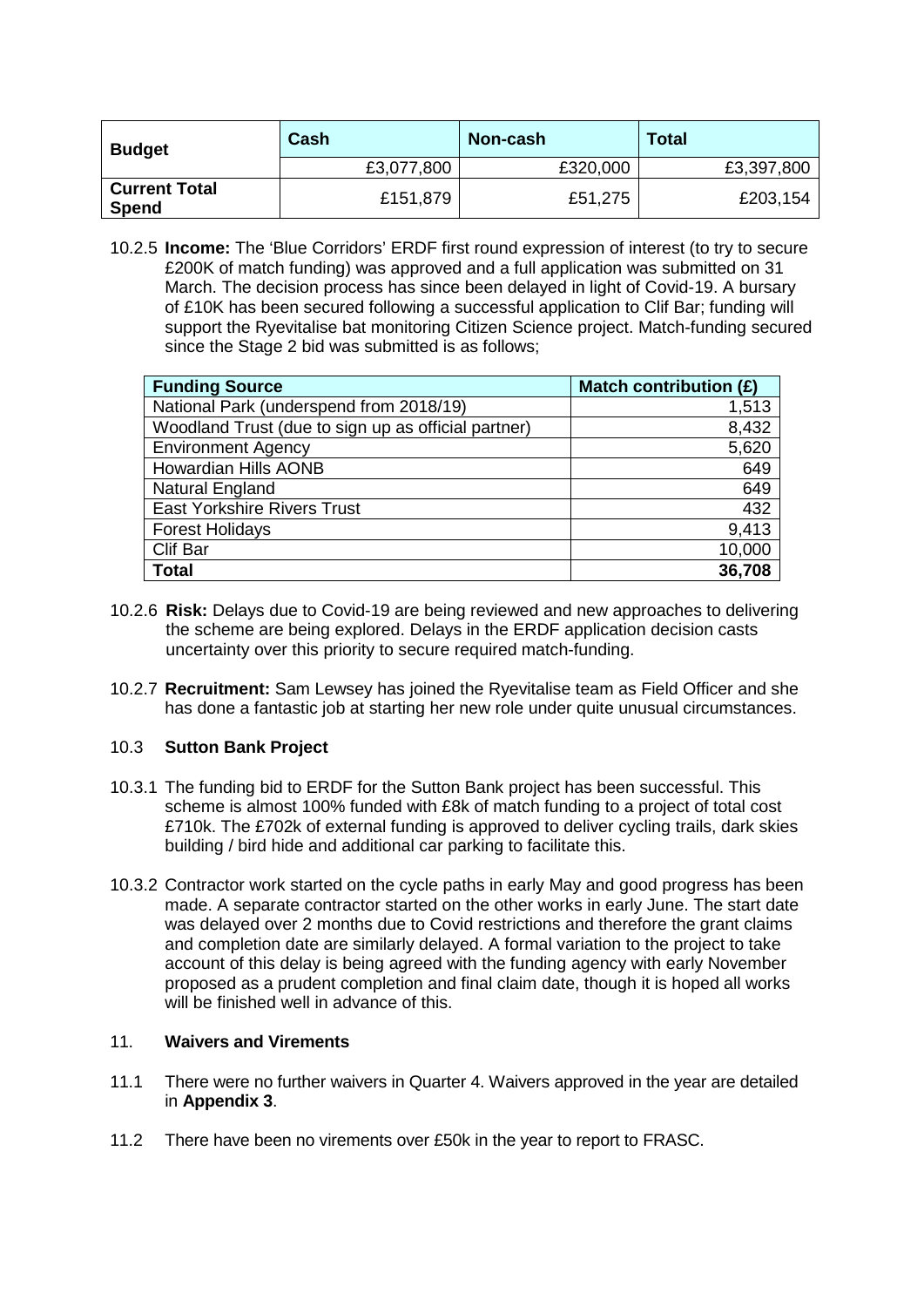| Budget | Cash | Non-cash | Total |
|---|---|---|---|
| | £3,077,800 | £320,000 | £3,397,800 |
| **Current Total Spend** | £151,879 | £51,275 | £203,154 |

10.2.5 **Income:** The 'Blue Corridors' ERDF first round expression of interest (to try to secure £200K of match funding) was approved and a full application was submitted on 31 March. The decision process has since been delayed in light of Covid-19. A bursary of £10K has been secured following a successful application to Clif Bar; funding will support the Ryevitalise bat monitoring Citizen Science project. Match-funding secured since the Stage 2 bid was submitted is as follows;

| Funding Source | Match contribution (£) |
|---|---|
| National Park (underspend from 2018/19) | 1,513 |
| Woodland Trust (due to sign up as official partner) | 8,432 |
| Environment Agency | 5,620 |
| Howardian Hills AONB | 649 |
| Natural England | 649 |
| East Yorkshire Rivers Trust | 432 |
| Forest Holidays | 9,413 |
| Clif Bar | 10,000 |
| **Total** | **36,708** |

10.2.6 **Risk:** Delays due to Covid-19 are being reviewed and new approaches to delivering the scheme are being explored. Delays in the ERDF application decision casts uncertainty over this priority to secure required match-funding.

10.2.7 **Recruitment:** Sam Lewsey has joined the Ryevitalise team as Field Officer and she has done a fantastic job at starting her new role under quite unusual circumstances.

### 10.3 Sutton Bank Project

10.3.1 The funding bid to ERDF for the Sutton Bank project has been successful. This scheme is almost 100% funded with £8k of match funding to a project of total cost £710k. The £702k of external funding is approved to deliver cycling trails, dark skies building / bird hide and additional car parking to facilitate this.

10.3.2 Contractor work started on the cycle paths in early May and good progress has been made. A separate contractor started on the other works in early June. The start date was delayed over 2 months due to Covid restrictions and therefore the grant claims and completion date are similarly delayed. A formal variation to the project to take account of this delay is being agreed with the funding agency with early November proposed as a prudent completion and final claim date, though it is hoped all works will be finished well in advance of this.

## 11. Waivers and Virements

11.1 There were no further waivers in Quarter 4. Waivers approved in the year are detailed in **Appendix 3**.

11.2 There have been no virements over £50k in the year to report to FRASC.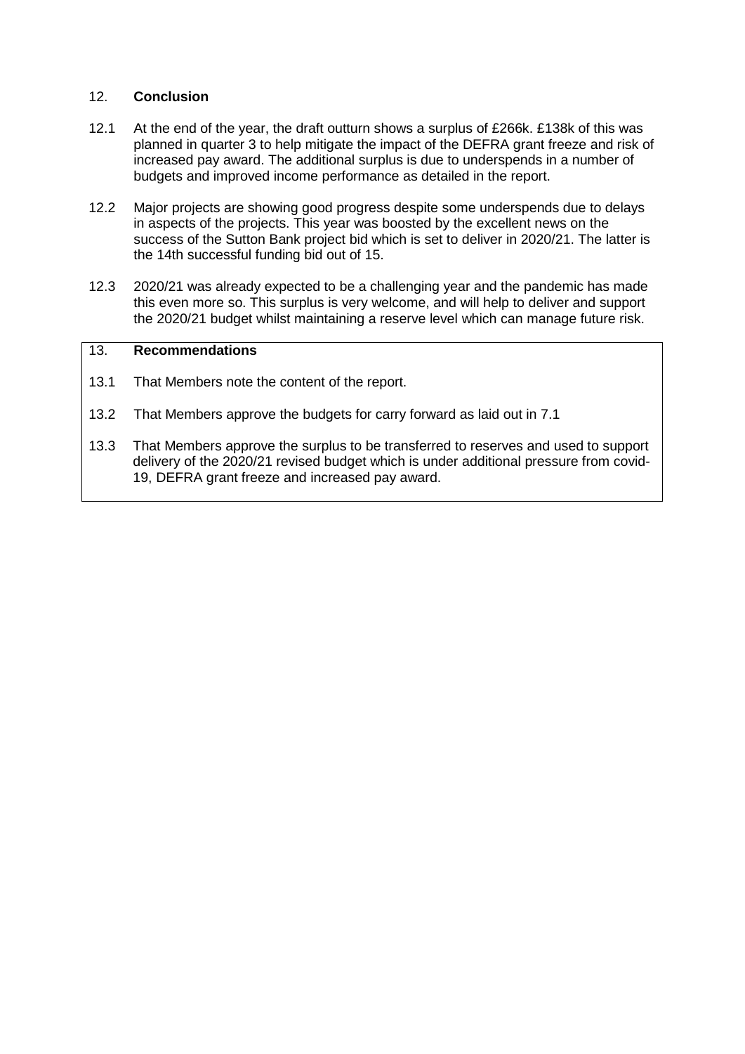## 12. Conclusion

12.1 At the end of the year, the draft outturn shows a surplus of £266k. £138k of this was planned in quarter 3 to help mitigate the impact of the DEFRA grant freeze and risk of increased pay award. The additional surplus is due to underspends in a number of budgets and improved income performance as detailed in the report.

12.2 Major projects are showing good progress despite some underspends due to delays in aspects of the projects. This year was boosted by the excellent news on the success of the Sutton Bank project bid which is set to deliver in 2020/21. The latter is the 14th successful funding bid out of 15.

12.3 2020/21 was already expected to be a challenging year and the pandemic has made this even more so. This surplus is very welcome, and will help to deliver and support the 2020/21 budget whilst maintaining a reserve level which can manage future risk.

## 13. Recommendations

13.1 That Members note the content of the report.

13.2 That Members approve the budgets for carry forward as laid out in 7.1

13.3 That Members approve the surplus to be transferred to reserves and used to support delivery of the 2020/21 revised budget which is under additional pressure from covid-19, DEFRA grant freeze and increased pay award.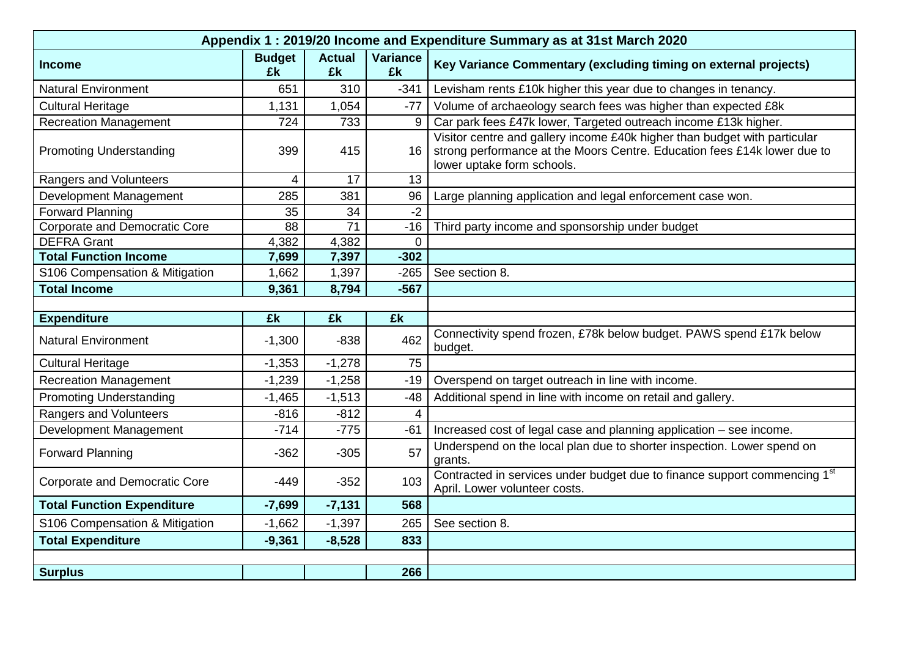| Appendix 1 : 2019/20 Income and Expenditure Summary as at 31st March 2020 | | | | |
|---|---|---|---|---|
| **Income** | **Budget £k** | **Actual £k** | **Variance £k** | **Key Variance Commentary (excluding timing on external projects)** |
| Natural Environment | 651 | 310 | -341 | Levisham rents £10k higher this year due to changes in tenancy. |
| Cultural Heritage | 1,131 | 1,054 | -77 | Volume of archaeology search fees was higher than expected £8k |
| Recreation Management | 724 | 733 | 9 | Car park fees £47k lower, Targeted outreach income £13k higher. |
| Promoting Understanding | 399 | 415 | 16 | Visitor centre and gallery income £40k higher than budget with particular strong performance at the Moors Centre. Education fees £14k lower due to lower uptake form schools. |
| Rangers and Volunteers | 4 | 17 | 13 | |
| Development Management | 285 | 381 | 96 | Large planning application and legal enforcement case won. |
| Forward Planning | 35 | 34 | -2 | |
| Corporate and Democratic Core | 88 | 71 | -16 | Third party income and sponsorship under budget |
| DEFRA Grant | 4,382 | 4,382 | 0 | |
| **Total Function Income** | **7,699** | **7,397** | **-302** | |
| S106 Compensation & Mitigation | 1,662 | 1,397 | -265 | See section 8. |
| **Total Income** | **9,361** | **8,794** | **-567** | |
| | | | | |
| **Expenditure** | **£k** | **£k** | **£k** | |
| Natural Environment | -1,300 | -838 | 462 | Connectivity spend frozen, £78k below budget. PAWS spend £17k below budget. |
| Cultural Heritage | -1,353 | -1,278 | 75 | |
| Recreation Management | -1,239 | -1,258 | -19 | Overspend on target outreach in line with income. |
| Promoting Understanding | -1,465 | -1,513 | -48 | Additional spend in line with income on retail and gallery. |
| Rangers and Volunteers | -816 | -812 | 4 | |
| Development Management | -714 | -775 | -61 | Increased cost of legal case and planning application – see income. |
| Forward Planning | -362 | -305 | 57 | Underspend on the local plan due to shorter inspection. Lower spend on grants. |
| Corporate and Democratic Core | -449 | -352 | 103 | Contracted in services under budget due to finance support commencing 1st April. Lower volunteer costs. |
| **Total Function Expenditure** | **-7,699** | **-7,131** | **568** | |
| S106 Compensation & Mitigation | -1,662 | -1,397 | 265 | See section 8. |
| **Total Expenditure** | **-9,361** | **-8,528** | **833** | |
| | | | | |
| **Surplus** | | | **266** | |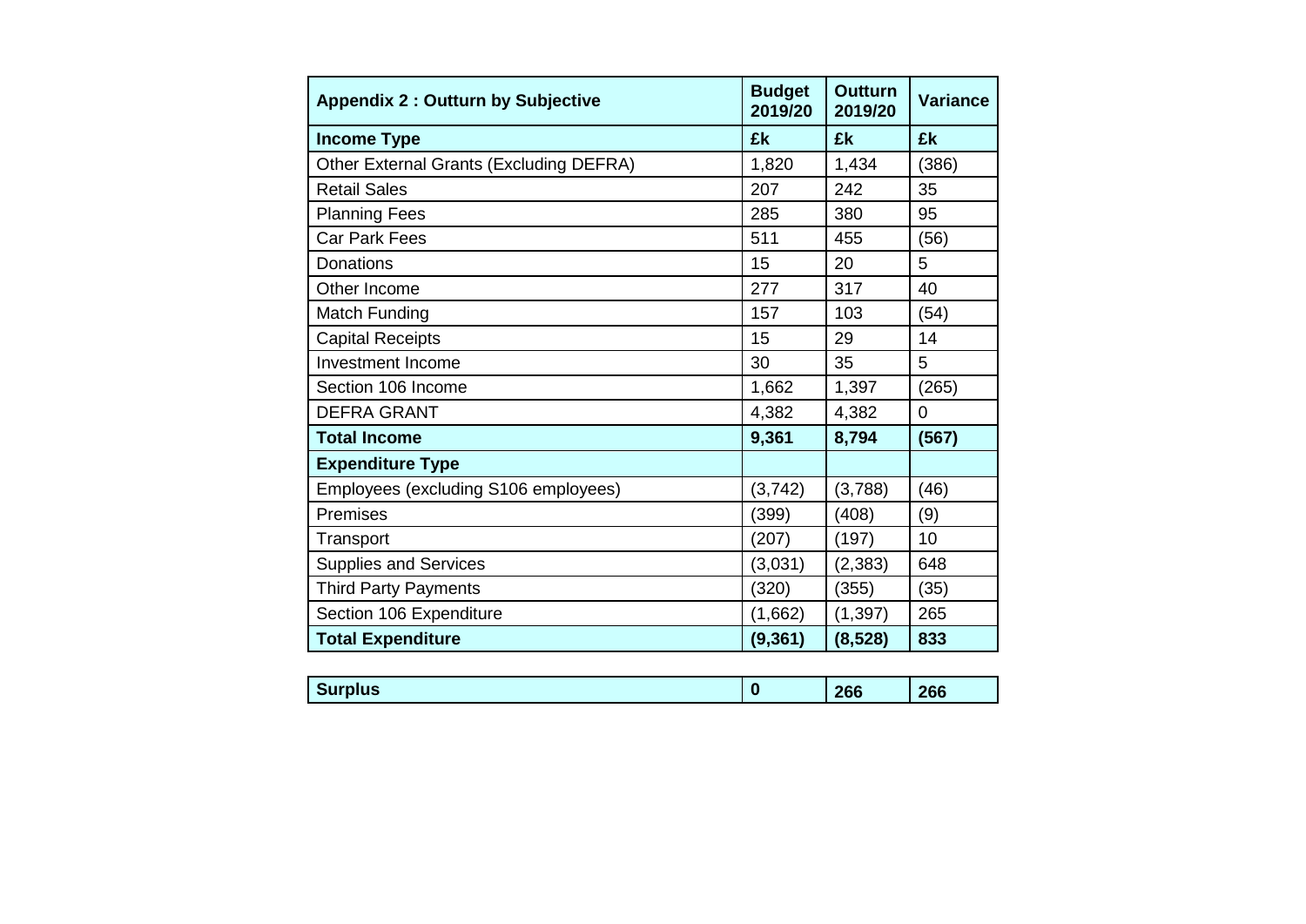| Appendix 2 : Outturn by Subjective | Budget 2019/20 | Outturn 2019/20 | Variance |
|---|---|---|---|
| **Income Type** | **£k** | **£k** | **£k** |
| Other External Grants (Excluding DEFRA) | 1,820 | 1,434 | (386) |
| Retail Sales | 207 | 242 | 35 |
| Planning Fees | 285 | 380 | 95 |
| Car Park Fees | 511 | 455 | (56) |
| Donations | 15 | 20 | 5 |
| Other Income | 277 | 317 | 40 |
| Match Funding | 157 | 103 | (54) |
| Capital Receipts | 15 | 29 | 14 |
| Investment Income | 30 | 35 | 5 |
| Section 106 Income | 1,662 | 1,397 | (265) |
| DEFRA GRANT | 4,382 | 4,382 | 0 |
| **Total Income** | **9,361** | **8,794** | **(567)** |
| **Expenditure Type** | | | |
| Employees (excluding S106 employees) | (3,742) | (3,788) | (46) |
| Premises | (399) | (408) | (9) |
| Transport | (207) | (197) | 10 |
| Supplies and Services | (3,031) | (2,383) | 648 |
| Third Party Payments | (320) | (355) | (35) |
| Section 106 Expenditure | (1,662) | (1,397) | 265 |
| **Total Expenditure** | **(9,361)** | **(8,528)** | **833** |
| | | | |
| **Surplus** | **0** | **266** | **266** |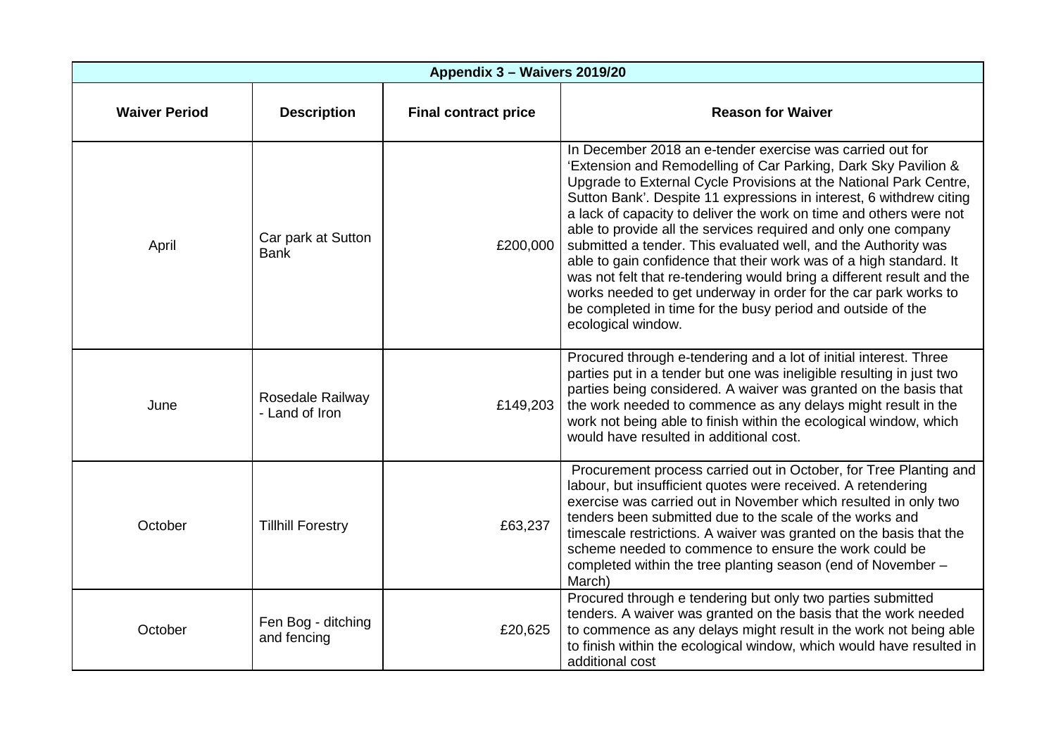| Appendix 3 – Waivers 2019/20 | | | |
|---|---|---|---|
| **Waiver Period** | **Description** | **Final contract price** | **Reason for Waiver** |
| April | Car park at Sutton Bank | £200,000 | In December 2018 an e-tender exercise was carried out for 'Extension and Remodelling of Car Parking, Dark Sky Pavilion & Upgrade to External Cycle Provisions at the National Park Centre, Sutton Bank'. Despite 11 expressions in interest, 6 withdrew citing a lack of capacity to deliver the work on time and others were not able to provide all the services required and only one company submitted a tender. This evaluated well, and the Authority was able to gain confidence that their work was of a high standard. It was not felt that re-tendering would bring a different result and the works needed to get underway in order for the car park works to be completed in time for the busy period and outside of the ecological window. |
| June | Rosedale Railway - Land of Iron | £149,203 | Procured through e-tendering and a lot of initial interest. Three parties put in a tender but one was ineligible resulting in just two parties being considered. A waiver was granted on the basis that the work needed to commence as any delays might result in the work not being able to finish within the ecological window, which would have resulted in additional cost. |
| October | Tillhill Forestry | £63,237 | Procurement process carried out in October, for Tree Planting and labour, but insufficient quotes were received. A retendering exercise was carried out in November which resulted in only two tenders been submitted due to the scale of the works and timescale restrictions. A waiver was granted on the basis that the scheme needed to commence to ensure the work could be completed within the tree planting season (end of November – March) |
| October | Fen Bog - ditching and fencing | £20,625 | Procured through e tendering but only two parties submitted tenders. A waiver was granted on the basis that the work needed to commence as any delays might result in the work not being able to finish within the ecological window, which would have resulted in additional cost |